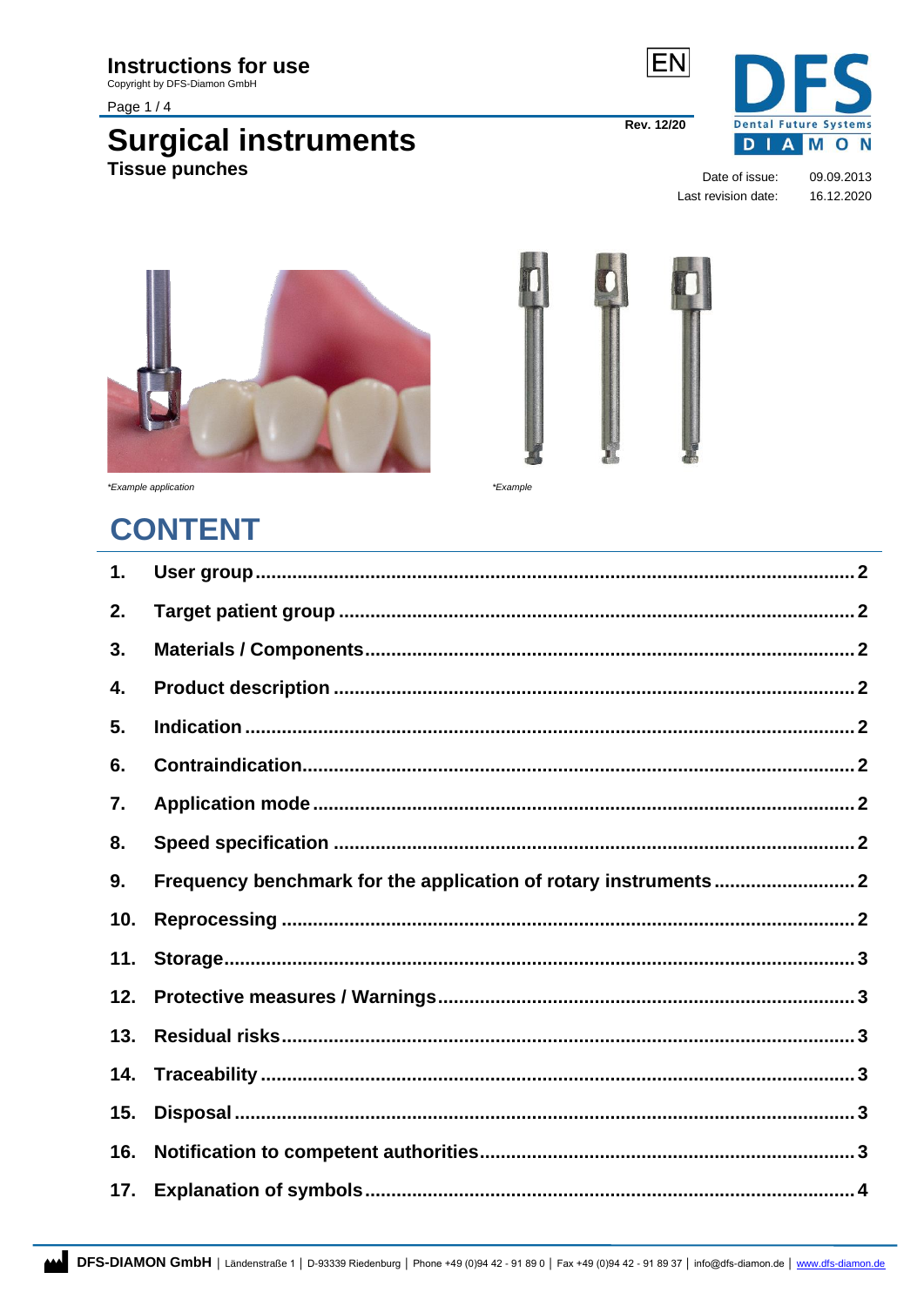# Instructions for use

Copyright by DFS-Diamon GmbH

EN

Rev. 12/20

# Surgical instruments

## Tissue punches

Date of issue: 09.09.2013
Last revision date: 16.12.2020

*Example application

*Example

# CONTENT

| | | |
|---|---|---|
| 1. | User group | 2 |
| 2. | Target patient group | 2 |
| 3. | Materials / Components | 2 |
| 4. | Product description | 2 |
| 5. | Indication | 2 |
| 6. | Contraindication | 2 |
| 7. | Application mode | 2 |
| 8. | Speed specification | 2 |
| 9. | Frequency benchmark for the application of rotary instruments | 2 |
| 10. | Reprocessing | 2 |
| 11. | Storage | 3 |
| 12. | Protective measures / Warnings | 3 |
| 13. | Residual risks | 3 |
| 14. | Traceability | 3 |
| 15. | Disposal | 3 |
| 16. | Notification to competent authorities | 3 |
| 17. | Explanation of symbols | 4 |

**DFS-DIAMON GmbH** | Ländenstraße 1 | D-93339 Riedenburg | Phone +49 (0)94 42 - 91 89 0 | Fax +49 (0)94 42 - 91 89 37 | info@dfs-diamon.de | www.dfs-diamon.de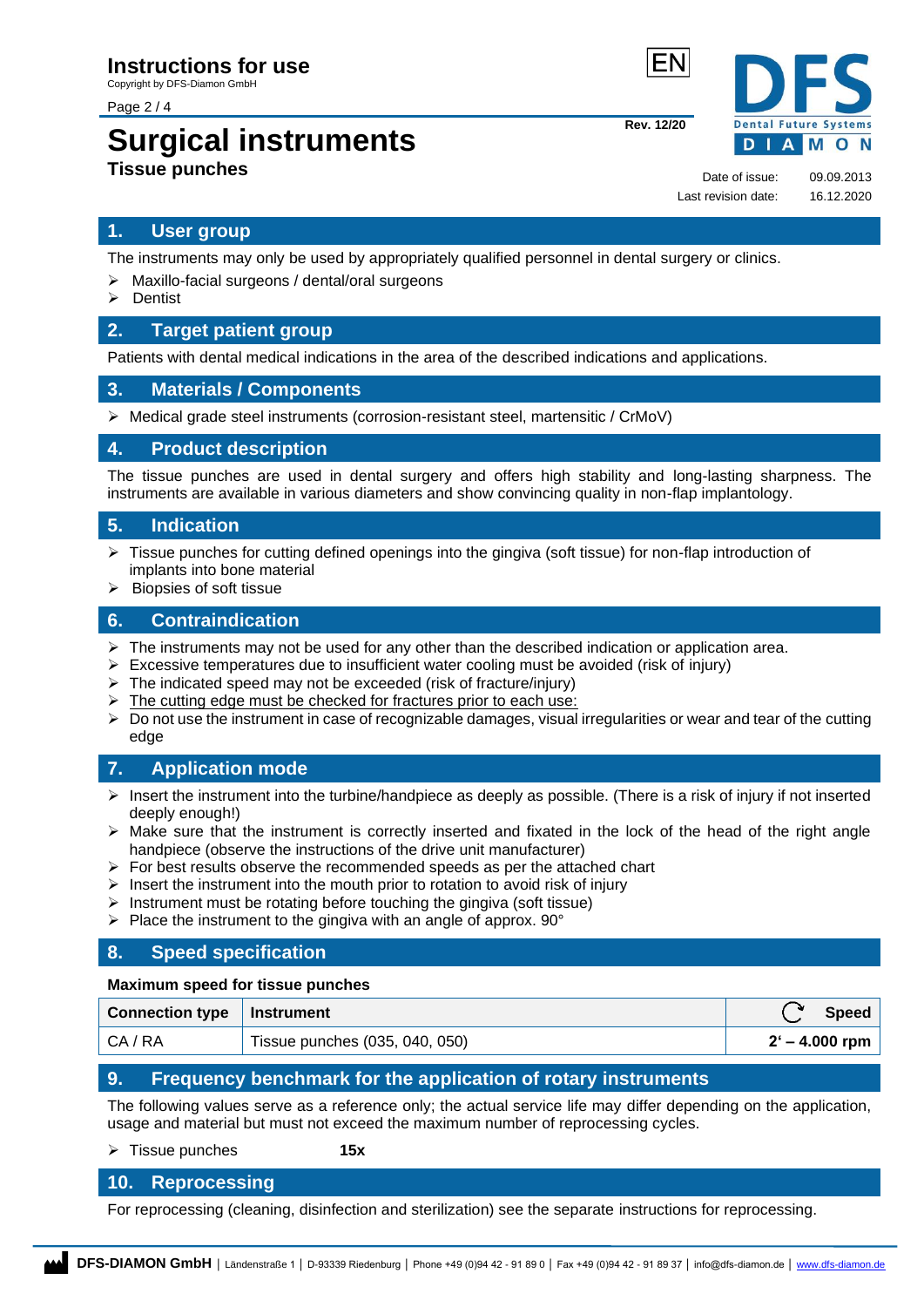# Surgical instruments

## Tissue punches

Date of issue: 09.09.2013
Last revision date: 16.12.2020

## 1. User group

The instruments may only be used by appropriately qualified personnel in dental surgery or clinics.

- Maxillo-facial surgeons / dental/oral surgeons
- Dentist

## 2. Target patient group

Patients with dental medical indications in the area of the described indications and applications.

## 3. Materials / Components

- Medical grade steel instruments (corrosion-resistant steel, martensitic / CrMoV)

## 4. Product description

The tissue punches are used in dental surgery and offers high stability and long-lasting sharpness. The instruments are available in various diameters and show convincing quality in non-flap implantology.

## 5. Indication

- Tissue punches for cutting defined openings into the gingiva (soft tissue) for non-flap introduction of implants into bone material
- Biopsies of soft tissue

## 6. Contraindication

- The instruments may not be used for any other than the described indication or application area.
- Excessive temperatures due to insufficient water cooling must be avoided (risk of injury)
- The indicated speed may not be exceeded (risk of fracture/injury)
- The cutting edge must be checked for fractures prior to each use:
- Do not use the instrument in case of recognizable damages, visual irregularities or wear and tear of the cutting edge

## 7. Application mode

- Insert the instrument into the turbine/handpiece as deeply as possible. (There is a risk of injury if not inserted deeply enough!)
- Make sure that the instrument is correctly inserted and fixated in the lock of the head of the right angle handpiece (observe the instructions of the drive unit manufacturer)
- For best results observe the recommended speeds as per the attached chart
- Insert the instrument into the mouth prior to rotation to avoid risk of injury
- Instrument must be rotating before touching the gingiva (soft tissue)
- Place the instrument to the gingiva with an angle of approx. 90°

## 8. Speed specification

**Maximum speed for tissue punches**

| Connection type | Instrument | Speed |
|---|---|---|
| CA / RA | Tissue punches (035, 040, 050) | **2' – 4.000 rpm** |

## 9. Frequency benchmark for the application of rotary instruments

The following values serve as a reference only; the actual service life may differ depending on the application, usage and material but must not exceed the maximum number of reprocessing cycles.

- Tissue punches **15x**

## 10. Reprocessing

For reprocessing (cleaning, disinfection and sterilization) see the separate instructions for reprocessing.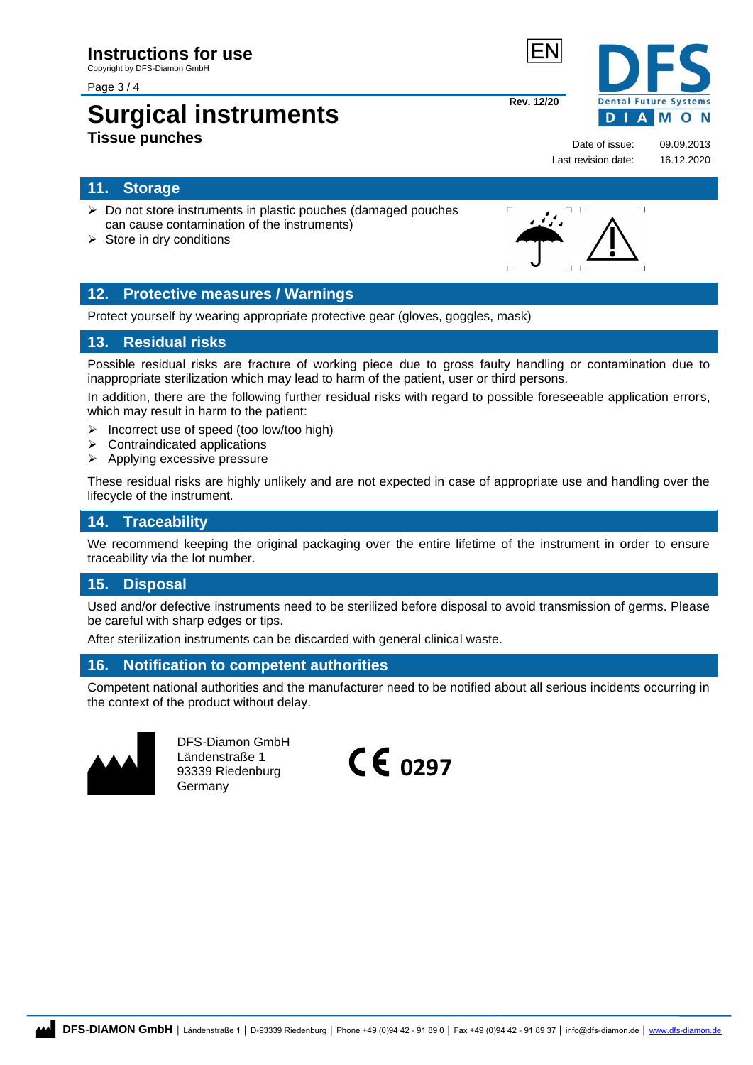## 11. Storage

- Do not store instruments in plastic pouches (damaged pouches can cause contamination of the instruments)
- Store in dry conditions

## 12. Protective measures / Warnings

Protect yourself by wearing appropriate protective gear (gloves, goggles, mask)

## 13. Residual risks

Possible residual risks are fracture of working piece due to gross faulty handling or contamination due to inappropriate sterilization which may lead to harm of the patient, user or third persons.

In addition, there are the following further residual risks with regard to possible foreseeable application errors, which may result in harm to the patient:

- Incorrect use of speed (too low/too high)
- Contraindicated applications
- Applying excessive pressure

These residual risks are highly unlikely and are not expected in case of appropriate use and handling over the lifecycle of the instrument.

## 14. Traceability

We recommend keeping the original packaging over the entire lifetime of the instrument in order to ensure traceability via the lot number.

## 15. Disposal

Used and/or defective instruments need to be sterilized before disposal to avoid transmission of germs. Please be careful with sharp edges or tips.

After sterilization instruments can be discarded with general clinical waste.

## 16. Notification to competent authorities

Competent national authorities and the manufacturer need to be notified about all serious incidents occurring in the context of the product without delay.

DFS-Diamon GmbH
Ländenstraße 1
93339 Riedenburg
Germany

CE 0297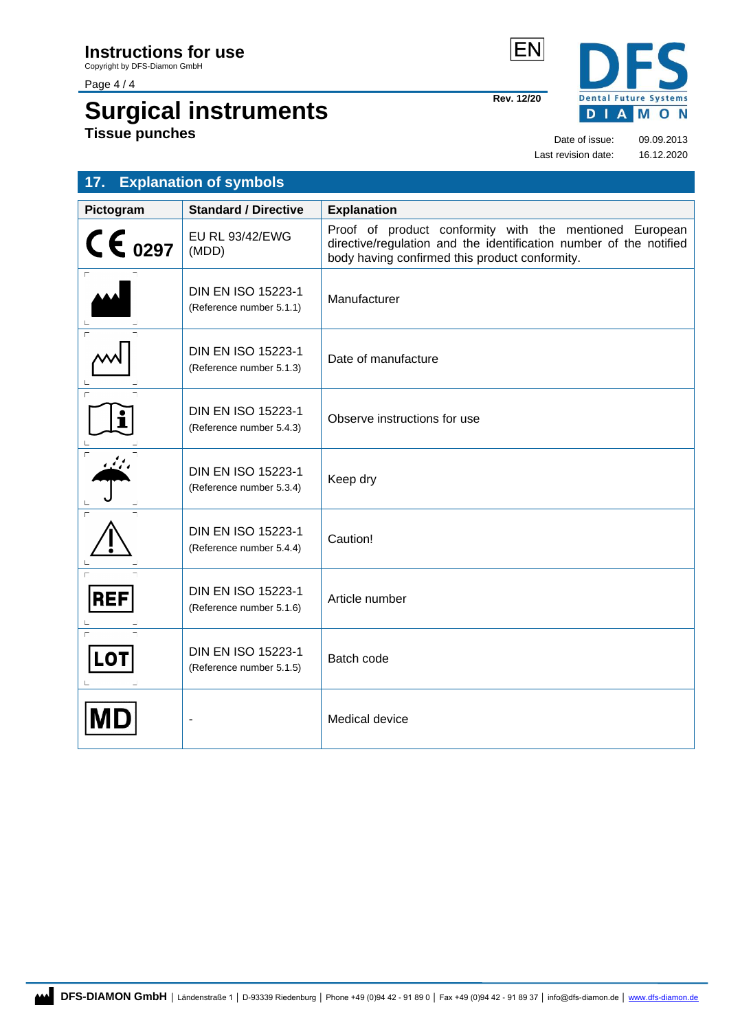## 17. Explanation of symbols

| Pictogram | Standard / Directive | Explanation |
|---|---|---|
| CE 0297 | EU RL 93/42/EWG (MDD) | Proof of product conformity with the mentioned European directive/regulation and the identification number of the notified body having confirmed this product conformity. |
| | DIN EN ISO 15223-1 (Reference number 5.1.1) | Manufacturer |
| | DIN EN ISO 15223-1 (Reference number 5.1.3) | Date of manufacture |
| | DIN EN ISO 15223-1 (Reference number 5.4.3) | Observe instructions for use |
| | DIN EN ISO 15223-1 (Reference number 5.3.4) | Keep dry |
| | DIN EN ISO 15223-1 (Reference number 5.4.4) | Caution! |
| REF | DIN EN ISO 15223-1 (Reference number 5.1.6) | Article number |
| LOT | DIN EN ISO 15223-1 (Reference number 5.1.5) | Batch code |
| MD | - | Medical device |